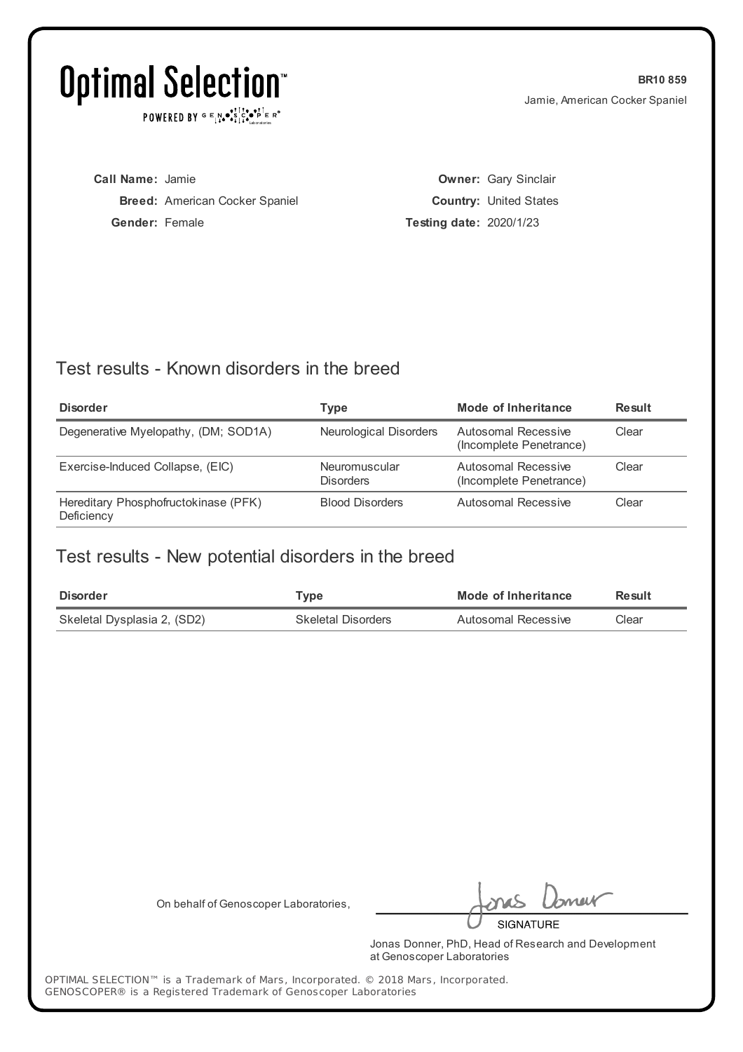# Optimal Selection™

POWERED BY GENOSCOPER® Laboratories

**BR10 859**
Jamie, American Cocker Spaniel

**Call Name:** Jamie
**Breed:** American Cocker Spaniel
**Gender:** Female

**Owner:** Gary Sinclair
**Country:** United States
**Testing date:** 2020/1/23

## Test results - Known disorders in the breed

| Disorder | Type | Mode of Inheritance | Result |
|---|---|---|---|
| Degenerative Myelopathy, (DM; SOD1A) | Neurological Disorders | Autosomal Recessive (Incomplete Penetrance) | Clear |
| Exercise-Induced Collapse, (EIC) | Neuromuscular Disorders | Autosomal Recessive (Incomplete Penetrance) | Clear |
| Hereditary Phosphofructokinase (PFK) Deficiency | Blood Disorders | Autosomal Recessive | Clear |

## Test results - New potential disorders in the breed

| Disorder | Type | Mode of Inheritance | Result |
|---|---|---|---|
| Skeletal Dysplasia 2, (SD2) | Skeletal Disorders | Autosomal Recessive | Clear |

On behalf of Genoscoper Laboratories,

SIGNATURE

Jonas Donner, PhD, Head of Research and Development at Genoscoper Laboratories

OPTIMAL SELECTION™ is a Trademark of Mars, Incorporated. © 2018 Mars, Incorporated.
GENOSCOPER® is a Registered Trademark of Genoscoper Laboratories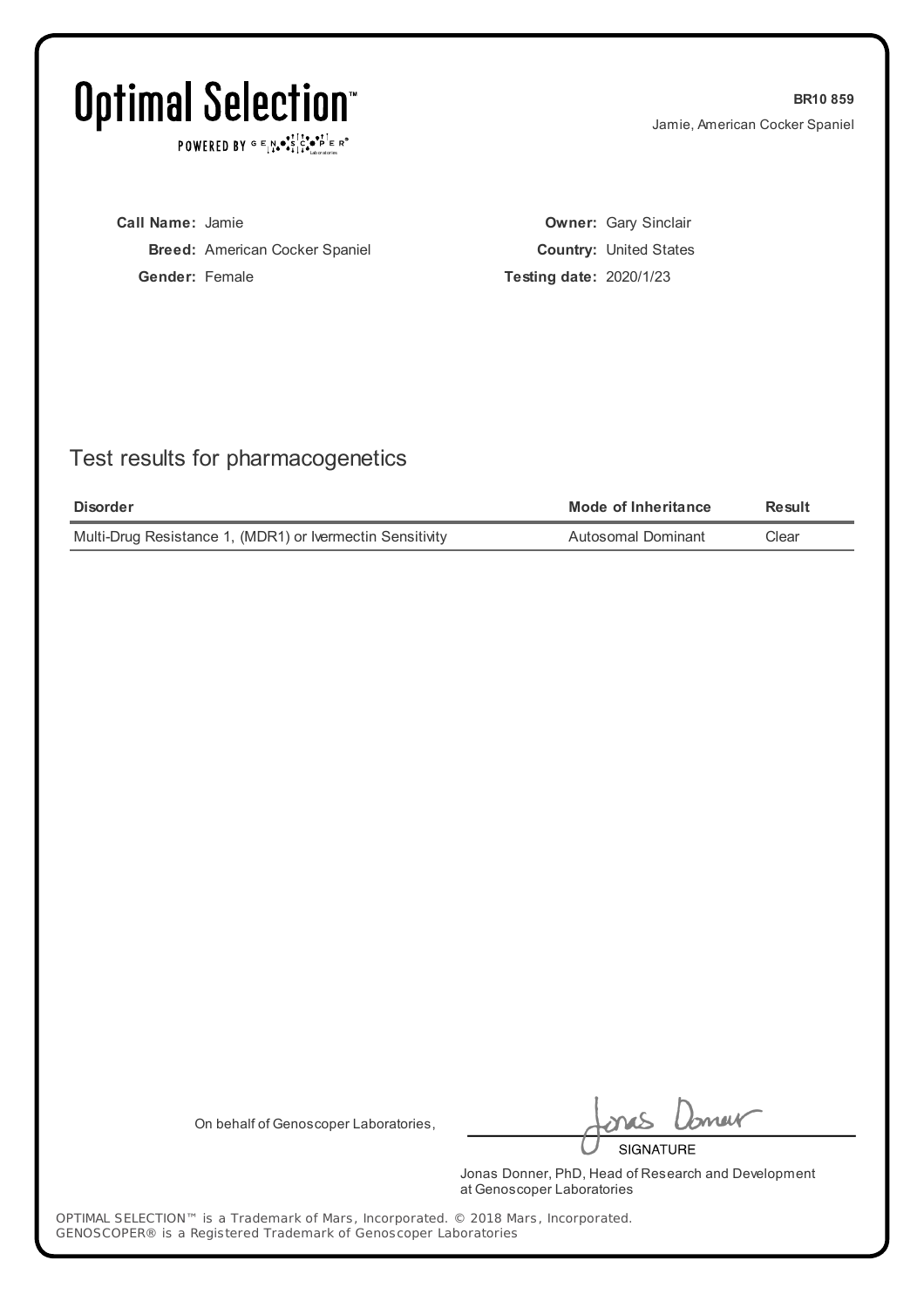# Optimal Selection™

POWERED BY GENOSCOPER® Laboratories

**BR10 859**

Jamie, American Cocker Spaniel

**Call Name:** Jamie

**Breed:** American Cocker Spaniel

**Gender:** Female

**Owner:** Gary Sinclair

**Country:** United States

**Testing date:** 2020/1/23

## Test results for pharmacogenetics

| Disorder | Mode of Inheritance | Result |
| --- | --- | --- |
| Multi-Drug Resistance 1, (MDR1) or Ivermectin Sensitivity | Autosomal Dominant | Clear |

On behalf of Genoscoper Laboratories,

SIGNATURE

Jonas Donner, PhD, Head of Research and Development at Genoscoper Laboratories

OPTIMAL SELECTION™ is a Trademark of Mars, Incorporated. © 2018 Mars, Incorporated.
GENOSCOPER® is a Registered Trademark of Genoscoper Laboratories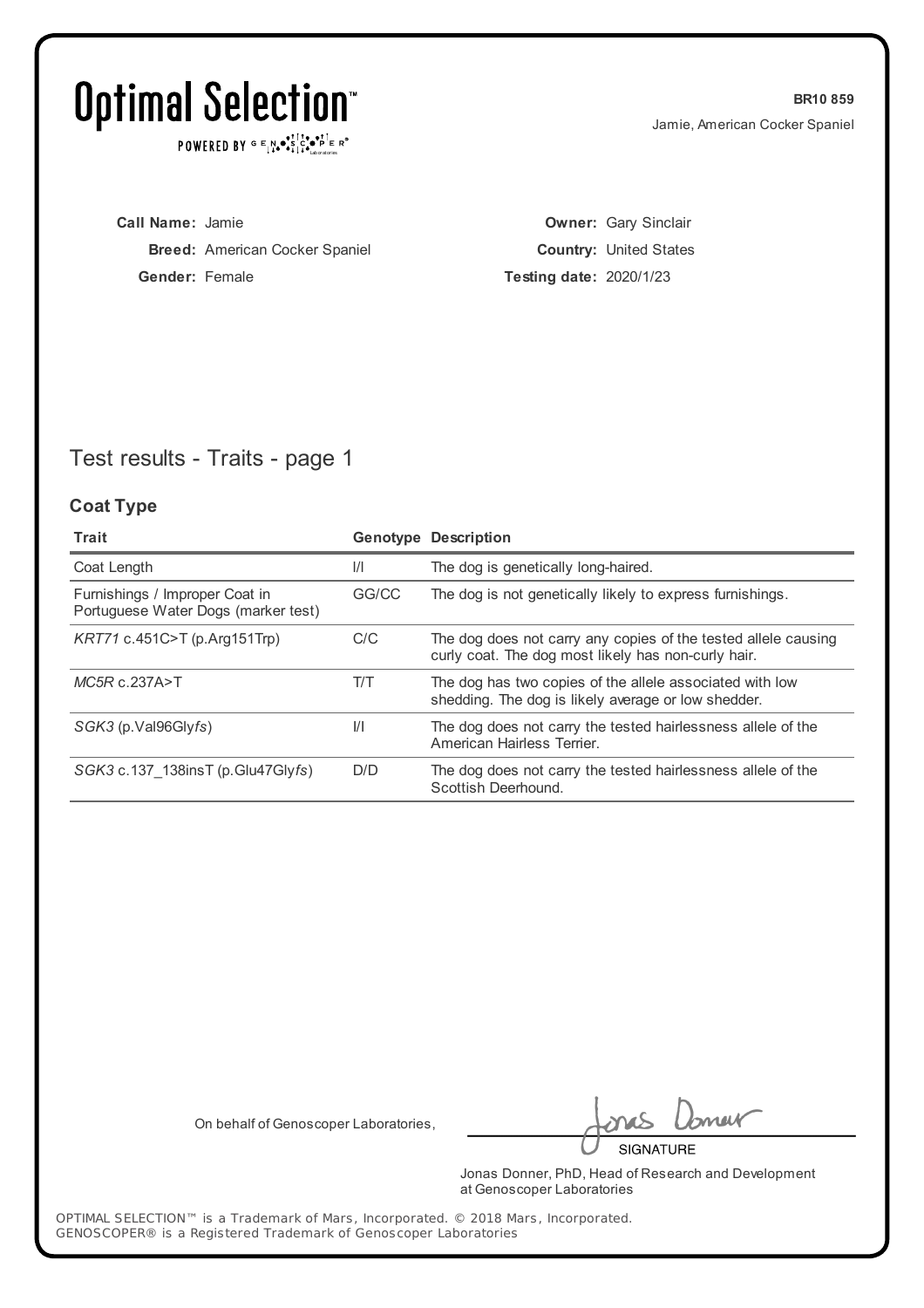# Optimal Selection™

POWERED BY GENOSCOPER® Laboratories

**BR10 859**
Jamie, American Cocker Spaniel

**Call Name:** Jamie
**Breed:** American Cocker Spaniel
**Gender:** Female

**Owner:** Gary Sinclair
**Country:** United States
**Testing date:** 2020/1/23

## Test results - Traits - page 1

### Coat Type

| Trait | Genotype | Description |
|---|---|---|
| Coat Length | I/I | The dog is genetically long-haired. |
| Furnishings / Improper Coat in Portuguese Water Dogs (marker test) | GG/CC | The dog is not genetically likely to express furnishings. |
| *KRT71* c.451C>T (p.Arg151Trp) | C/C | The dog does not carry any copies of the tested allele causing curly coat. The dog most likely has non-curly hair. |
| *MC5R* c.237A>T | T/T | The dog has two copies of the allele associated with low shedding. The dog is likely average or low shedder. |
| *SGK3* (p.Val96Gly*fs*) | I/I | The dog does not carry the tested hairlessness allele of the American Hairless Terrier. |
| *SGK3* c.137_138insT (p.Glu47Gly*fs*) | D/D | The dog does not carry the tested hairlessness allele of the Scottish Deerhound. |

On behalf of Genoscoper Laboratories,

SIGNATURE

Jonas Donner, PhD, Head of Research and Development at Genoscoper Laboratories

OPTIMAL SELECTION™ is a Trademark of Mars, Incorporated. © 2018 Mars, Incorporated.
GENOSCOPER® is a Registered Trademark of Genoscoper Laboratories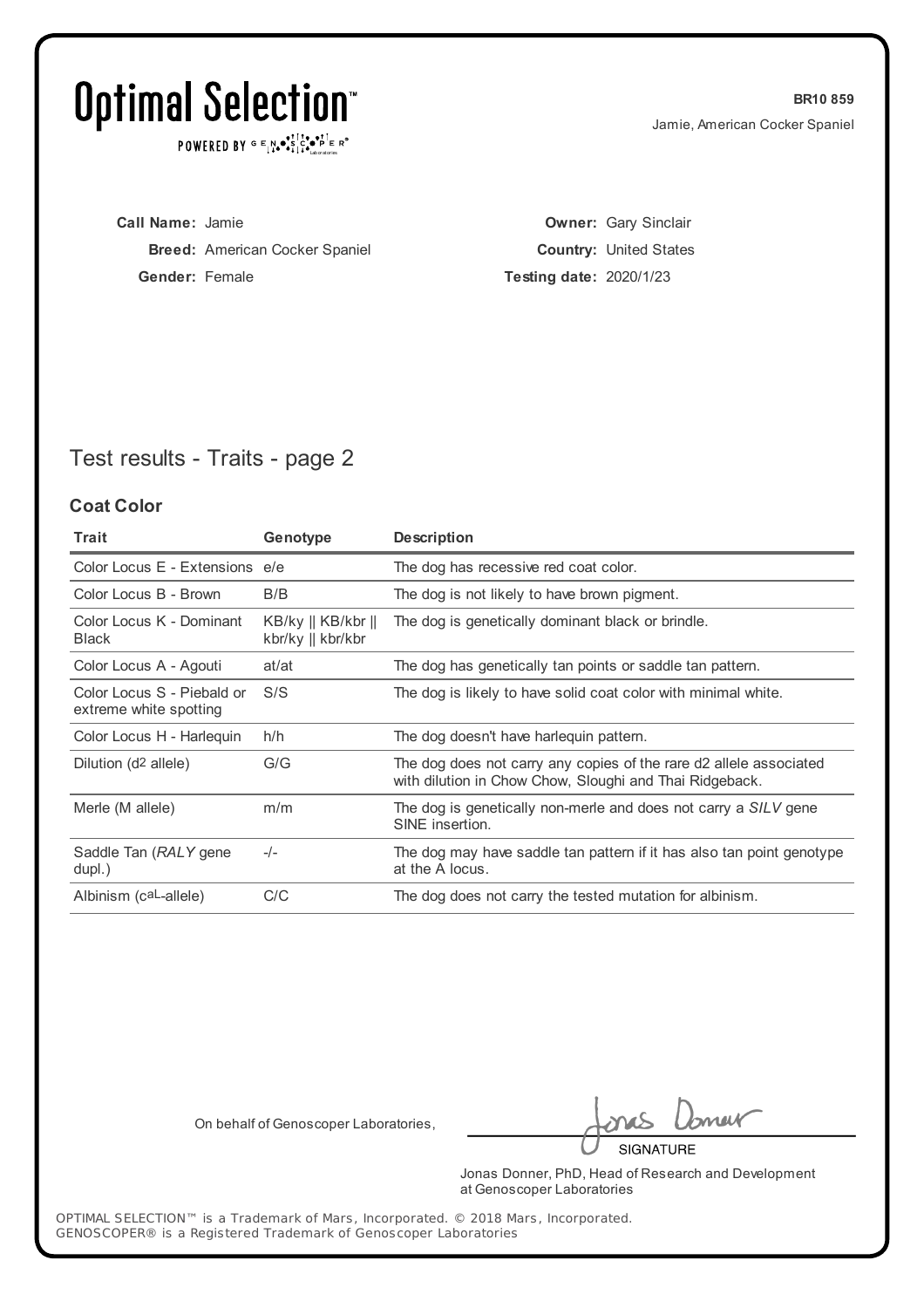# Optimal Selection™

POWERED BY GENOSCOPER® Laboratories

**BR10 859**
Jamie, American Cocker Spaniel

**Call Name:** Jamie
**Breed:** American Cocker Spaniel
**Gender:** Female

**Owner:** Gary Sinclair
**Country:** United States
**Testing date:** 2020/1/23

## Test results - Traits - page 2

### Coat Color

| Trait | Genotype | Description |
| --- | --- | --- |
| Color Locus E - Extensions | e/e | The dog has recessive red coat color. |
| Color Locus B - Brown | B/B | The dog is not likely to have brown pigment. |
| Color Locus K - Dominant Black | KB/ky \|\| KB/kbr \|\| kbr/ky \|\| kbr/kbr | The dog is genetically dominant black or brindle. |
| Color Locus A - Agouti | at/at | The dog has genetically tan points or saddle tan pattern. |
| Color Locus S - Piebald or extreme white spotting | S/S | The dog is likely to have solid coat color with minimal white. |
| Color Locus H - Harlequin | h/h | The dog doesn't have harlequin pattern. |
| Dilution ($d^2$ allele) | G/G | The dog does not carry any copies of the rare d2 allele associated with dilution in Chow Chow, Sloughi and Thai Ridgeback. |
| Merle (M allele) | m/m | The dog is genetically non-merle and does not carry a *SILV* gene SINE insertion. |
| Saddle Tan (*RALY* gene dupl.) | -/- | The dog may have saddle tan pattern if it has also tan point genotype at the A locus. |
| Albinism ($c^{aL}$-allele) | C/C | The dog does not carry the tested mutation for albinism. |

On behalf of Genoscoper Laboratories,

SIGNATURE

Jonas Donner, PhD, Head of Research and Development at Genoscoper Laboratories

OPTIMAL SELECTION™ is a Trademark of Mars, Incorporated. © 2018 Mars, Incorporated.
GENOSCOPER® is a Registered Trademark of Genoscoper Laboratories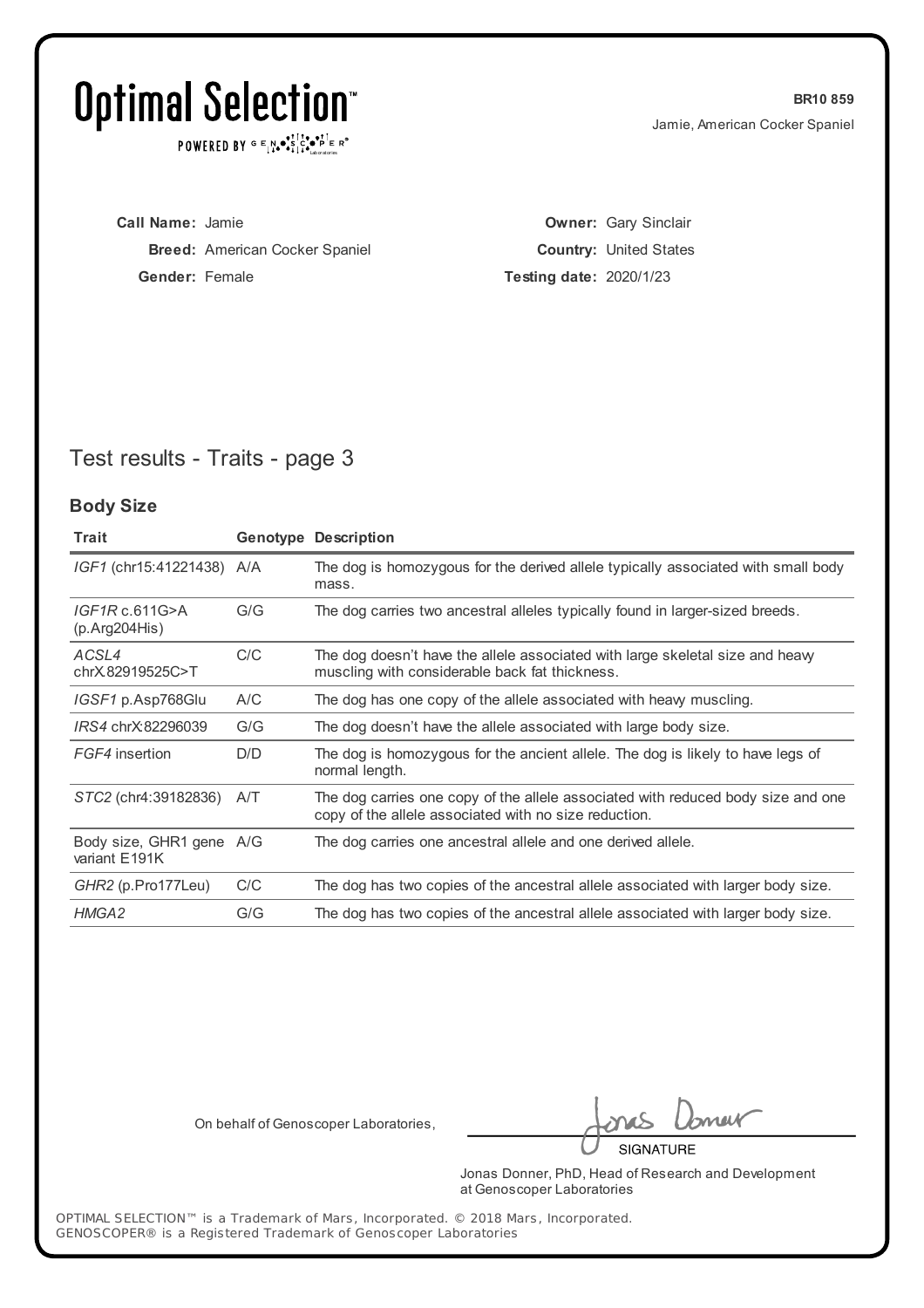# Optimal Selection™

POWERED BY GENOSCOPER® Laboratories

**BR10 859**
Jamie, American Cocker Spaniel

**Call Name:** Jamie
**Breed:** American Cocker Spaniel
**Gender:** Female

**Owner:** Gary Sinclair
**Country:** United States
**Testing date:** 2020/1/23

## Test results - Traits - page 3

### Body Size

| Trait | Genotype | Description |
|---|---|---|
| *IGF1* (chr15:41221438) | A/A | The dog is homozygous for the derived allele typically associated with small body mass. |
| *IGF1R* c.611G>A (p.Arg204His) | G/G | The dog carries two ancestral alleles typically found in larger-sized breeds. |
| *ACSL4* chrX:82919525C>T | C/C | The dog doesn't have the allele associated with large skeletal size and heavy muscling with considerable back fat thickness. |
| *IGSF1* p.Asp768Glu | A/C | The dog has one copy of the allele associated with heavy muscling. |
| *IRS4* chrX:82296039 | G/G | The dog doesn't have the allele associated with large body size. |
| *FGF4* insertion | D/D | The dog is homozygous for the ancient allele. The dog is likely to have legs of normal length. |
| *STC2* (chr4:39182836) | A/T | The dog carries one copy of the allele associated with reduced body size and one copy of the allele associated with no size reduction. |
| Body size, GHR1 gene variant E191K | A/G | The dog carries one ancestral allele and one derived allele. |
| *GHR2* (p.Pro177Leu) | C/C | The dog has two copies of the ancestral allele associated with larger body size. |
| *HMGA2* | G/G | The dog has two copies of the ancestral allele associated with larger body size. |

On behalf of Genoscoper Laboratories,

SIGNATURE

Jonas Donner, PhD, Head of Research and Development at Genoscoper Laboratories

OPTIMAL SELECTION™ is a Trademark of Mars, Incorporated. © 2018 Mars, Incorporated.
GENOSCOPER® is a Registered Trademark of Genoscoper Laboratories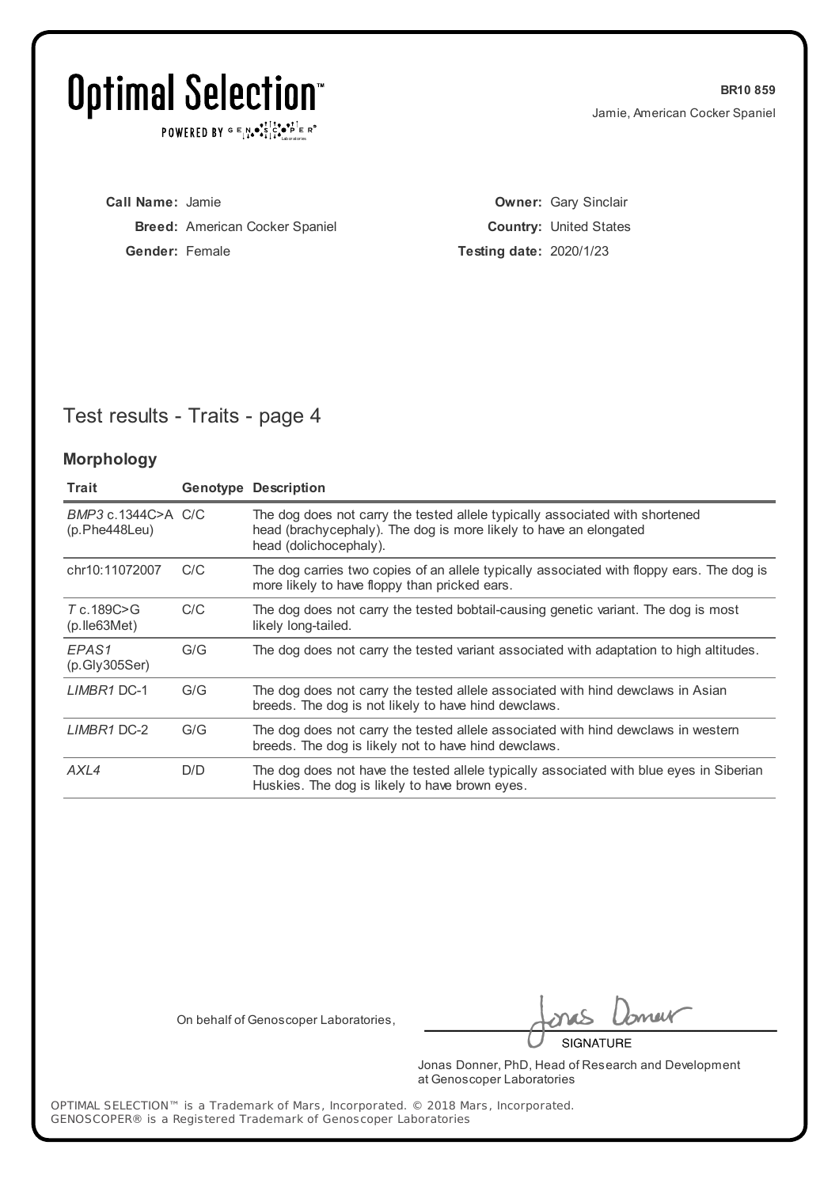Jamie, American Cocker Spaniel

**Call Name:** Jamie
**Breed:** American Cocker Spaniel
**Gender:** Female

**Owner:** Gary Sinclair
**Country:** United States
**Testing date:** 2020/1/23

## Test results - Traits - page 4

### Morphology

| Trait | Genotype | Description |
|---|---|---|
| *BMP3* c.1344C>A (p.Phe448Leu) | C/C | The dog does not carry the tested allele typically associated with shortened head (brachycephaly). The dog is more likely to have an elongated head (dolichocephaly). |
| chr10:11072007 | C/C | The dog carries two copies of an allele typically associated with floppy ears. The dog is more likely to have floppy than pricked ears. |
| *T* c.189C>G (p.Ile63Met) | C/C | The dog does not carry the tested bobtail-causing genetic variant. The dog is most likely long-tailed. |
| *EPAS1* (p.Gly305Ser) | G/G | The dog does not carry the tested variant associated with adaptation to high altitudes. |
| *LIMBR1* DC-1 | G/G | The dog does not carry the tested allele associated with hind dewclaws in Asian breeds. The dog is not likely to have hind dewclaws. |
| *LIMBR1* DC-2 | G/G | The dog does not carry the tested allele associated with hind dewclaws in western breeds. The dog is likely not to have hind dewclaws. |
| *AXL4* | D/D | The dog does not have the tested allele typically associated with blue eyes in Siberian Huskies. The dog is likely to have brown eyes. |

On behalf of Genoscoper Laboratories,

SIGNATURE

Jonas Donner, PhD, Head of Research and Development at Genoscoper Laboratories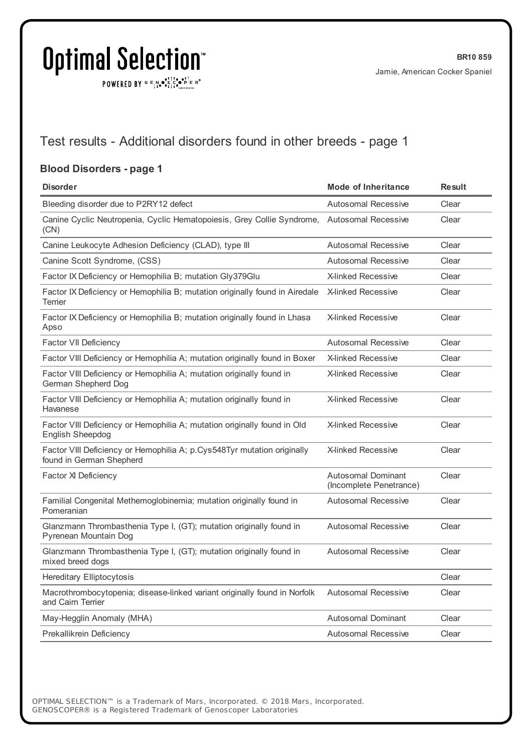BR10 859

Jamie, American Cocker Spaniel

## Test results - Additional disorders found in other breeds - page 1

### Blood Disorders - page 1

| Disorder | Mode of Inheritance | Result |
|---|---|---|
| Bleeding disorder due to P2RY12 defect | Autosomal Recessive | Clear |
| Canine Cyclic Neutropenia, Cyclic Hematopoiesis, Grey Collie Syndrome, (CN) | Autosomal Recessive | Clear |
| Canine Leukocyte Adhesion Deficiency (CLAD), type III | Autosomal Recessive | Clear |
| Canine Scott Syndrome, (CSS) | Autosomal Recessive | Clear |
| Factor IX Deficiency or Hemophilia B; mutation Gly379Glu | X-linked Recessive | Clear |
| Factor IX Deficiency or Hemophilia B; mutation originally found in Airedale Terrier | X-linked Recessive | Clear |
| Factor IX Deficiency or Hemophilia B; mutation originally found in Lhasa Apso | X-linked Recessive | Clear |
| Factor VII Deficiency | Autosomal Recessive | Clear |
| Factor VIII Deficiency or Hemophilia A; mutation originally found in Boxer | X-linked Recessive | Clear |
| Factor VIII Deficiency or Hemophilia A; mutation originally found in German Shepherd Dog | X-linked Recessive | Clear |
| Factor VIII Deficiency or Hemophilia A; mutation originally found in Havanese | X-linked Recessive | Clear |
| Factor VIII Deficiency or Hemophilia A; mutation originally found in Old English Sheepdog | X-linked Recessive | Clear |
| Factor VIII Deficiency or Hemophilia A; p.Cys548Tyr mutation originally found in German Shepherd | X-linked Recessive | Clear |
| Factor XI Deficiency | Autosomal Dominant (Incomplete Penetrance) | Clear |
| Familial Congenital Methemoglobinemia; mutation originally found in Pomeranian | Autosomal Recessive | Clear |
| Glanzmann Thrombasthenia Type I, (GT); mutation originally found in Pyrenean Mountain Dog | Autosomal Recessive | Clear |
| Glanzmann Thrombasthenia Type I, (GT); mutation originally found in mixed breed dogs | Autosomal Recessive | Clear |
| Hereditary Elliptocytosis | | Clear |
| Macrothrombocytopenia; disease-linked variant originally found in Norfolk and Cairn Terrier | Autosomal Recessive | Clear |
| May-Hegglin Anomaly (MHA) | Autosomal Dominant | Clear |
| Prekallikrein Deficiency | Autosomal Recessive | Clear |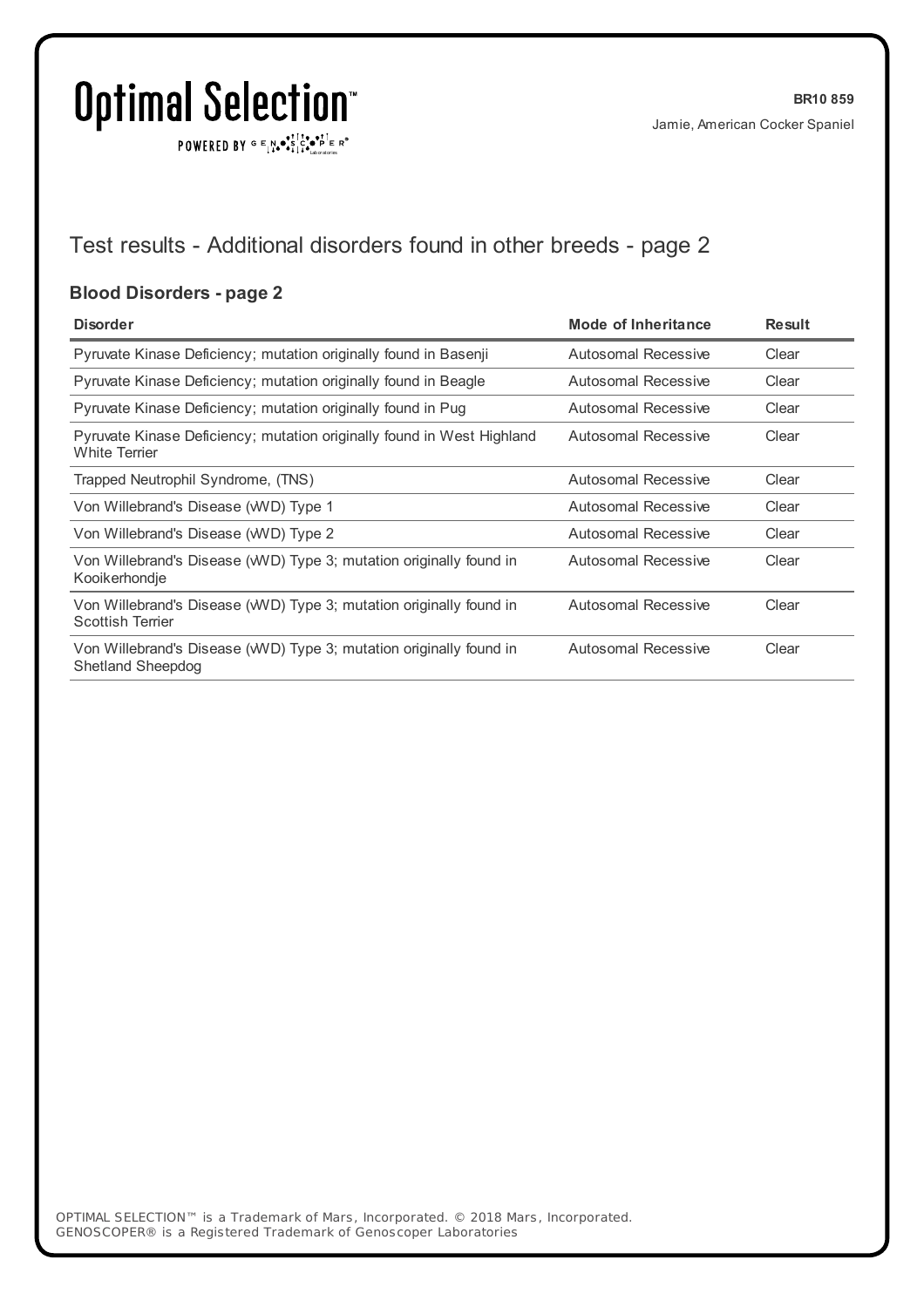# Test results - Additional disorders found in other breeds - page 2

## Blood Disorders - page 2

| Disorder | Mode of Inheritance | Result |
| --- | --- | --- |
| Pyruvate Kinase Deficiency; mutation originally found in Basenji | Autosomal Recessive | Clear |
| Pyruvate Kinase Deficiency; mutation originally found in Beagle | Autosomal Recessive | Clear |
| Pyruvate Kinase Deficiency; mutation originally found in Pug | Autosomal Recessive | Clear |
| Pyruvate Kinase Deficiency; mutation originally found in West Highland White Terrier | Autosomal Recessive | Clear |
| Trapped Neutrophil Syndrome, (TNS) | Autosomal Recessive | Clear |
| Von Willebrand's Disease (vWD) Type 1 | Autosomal Recessive | Clear |
| Von Willebrand's Disease (vWD) Type 2 | Autosomal Recessive | Clear |
| Von Willebrand's Disease (vWD) Type 3; mutation originally found in Kooikerhondje | Autosomal Recessive | Clear |
| Von Willebrand's Disease (vWD) Type 3; mutation originally found in Scottish Terrier | Autosomal Recessive | Clear |
| Von Willebrand's Disease (vWD) Type 3; mutation originally found in Shetland Sheepdog | Autosomal Recessive | Clear |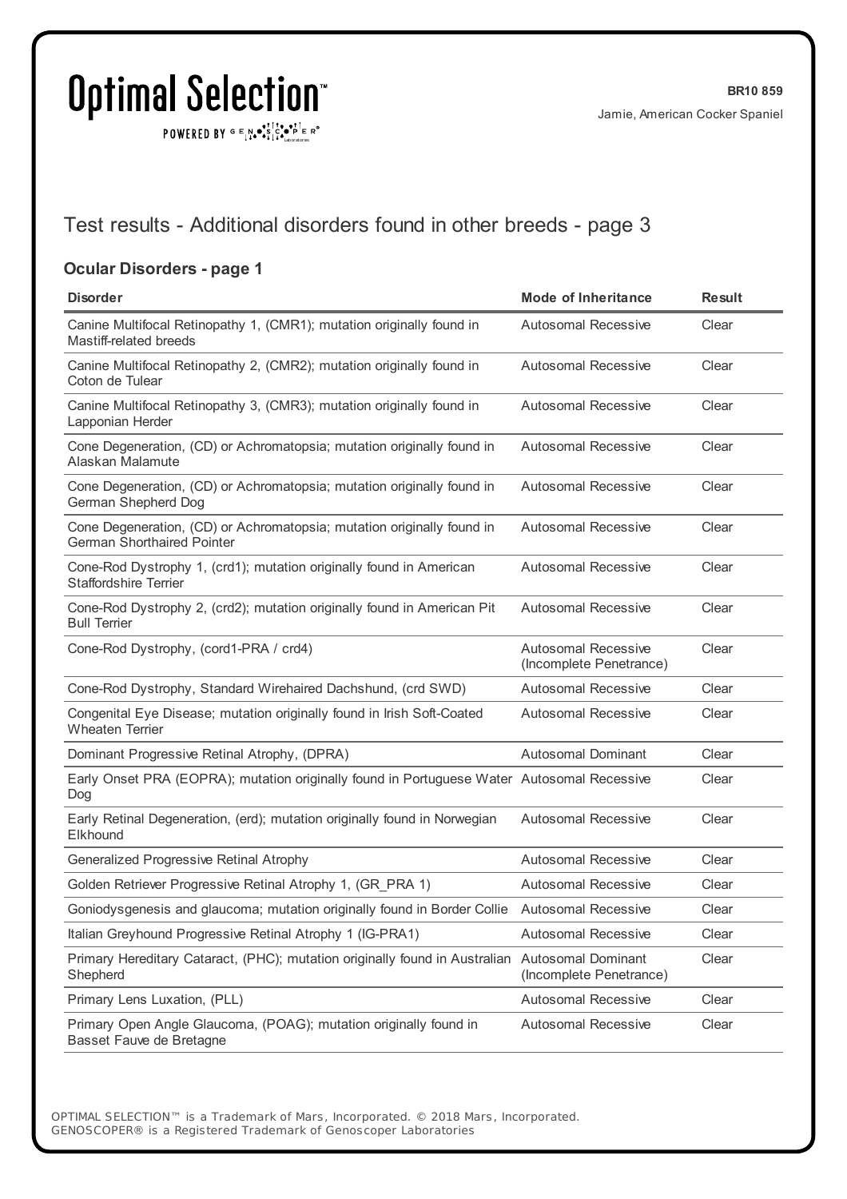## Test results - Additional disorders found in other breeds - page 3

### Ocular Disorders - page 1

| Disorder | Mode of Inheritance | Result |
|---|---|---|
| Canine Multifocal Retinopathy 1, (CMR1); mutation originally found in Mastiff-related breeds | Autosomal Recessive | Clear |
| Canine Multifocal Retinopathy 2, (CMR2); mutation originally found in Coton de Tulear | Autosomal Recessive | Clear |
| Canine Multifocal Retinopathy 3, (CMR3); mutation originally found in Lapponian Herder | Autosomal Recessive | Clear |
| Cone Degeneration, (CD) or Achromatopsia; mutation originally found in Alaskan Malamute | Autosomal Recessive | Clear |
| Cone Degeneration, (CD) or Achromatopsia; mutation originally found in German Shepherd Dog | Autosomal Recessive | Clear |
| Cone Degeneration, (CD) or Achromatopsia; mutation originally found in German Shorthaired Pointer | Autosomal Recessive | Clear |
| Cone-Rod Dystrophy 1, (crd1); mutation originally found in American Staffordshire Terrier | Autosomal Recessive | Clear |
| Cone-Rod Dystrophy 2, (crd2); mutation originally found in American Pit Bull Terrier | Autosomal Recessive | Clear |
| Cone-Rod Dystrophy, (cord1-PRA / crd4) | Autosomal Recessive (Incomplete Penetrance) | Clear |
| Cone-Rod Dystrophy, Standard Wirehaired Dachshund, (crd SWD) | Autosomal Recessive | Clear |
| Congenital Eye Disease; mutation originally found in Irish Soft-Coated Wheaten Terrier | Autosomal Recessive | Clear |
| Dominant Progressive Retinal Atrophy, (DPRA) | Autosomal Dominant | Clear |
| Early Onset PRA (EOPRA); mutation originally found in Portuguese Water Dog | Autosomal Recessive | Clear |
| Early Retinal Degeneration, (erd); mutation originally found in Norwegian Elkhound | Autosomal Recessive | Clear |
| Generalized Progressive Retinal Atrophy | Autosomal Recessive | Clear |
| Golden Retriever Progressive Retinal Atrophy 1, (GR_PRA 1) | Autosomal Recessive | Clear |
| Goniodysgenesis and glaucoma; mutation originally found in Border Collie | Autosomal Recessive | Clear |
| Italian Greyhound Progressive Retinal Atrophy 1 (IG-PRA1) | Autosomal Recessive | Clear |
| Primary Hereditary Cataract, (PHC); mutation originally found in Australian Shepherd | Autosomal Dominant (Incomplete Penetrance) | Clear |
| Primary Lens Luxation, (PLL) | Autosomal Recessive | Clear |
| Primary Open Angle Glaucoma, (POAG); mutation originally found in Basset Fauve de Bretagne | Autosomal Recessive | Clear |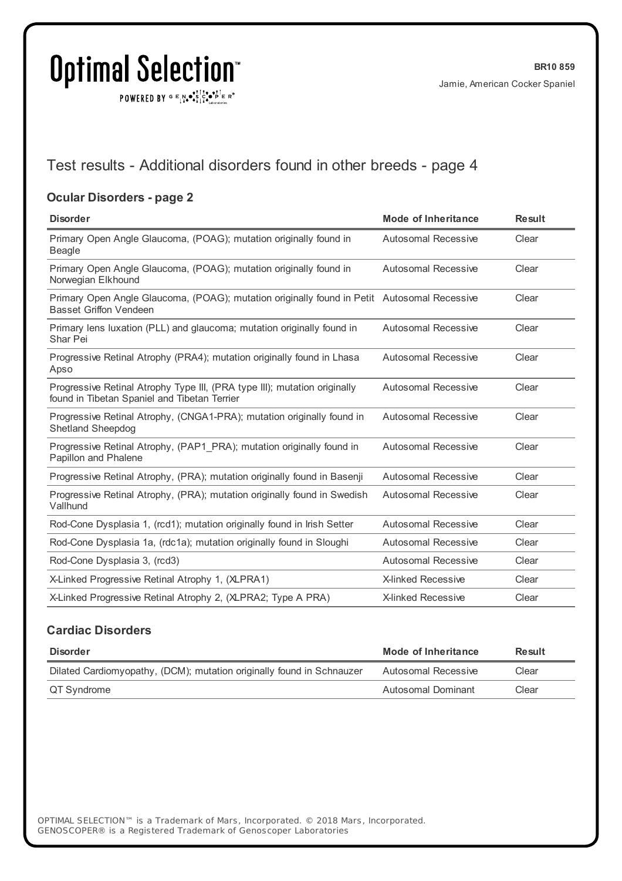# Test results - Additional disorders found in other breeds - page 4

## Ocular Disorders - page 2

| Disorder | Mode of Inheritance | Result |
|---|---|---|
| Primary Open Angle Glaucoma, (POAG); mutation originally found in Beagle | Autosomal Recessive | Clear |
| Primary Open Angle Glaucoma, (POAG); mutation originally found in Norwegian Elkhound | Autosomal Recessive | Clear |
| Primary Open Angle Glaucoma, (POAG); mutation originally found in Petit Basset Griffon Vendeen | Autosomal Recessive | Clear |
| Primary lens luxation (PLL) and glaucoma; mutation originally found in Shar Pei | Autosomal Recessive | Clear |
| Progressive Retinal Atrophy (PRA4); mutation originally found in Lhasa Apso | Autosomal Recessive | Clear |
| Progressive Retinal Atrophy Type III, (PRA type III); mutation originally found in Tibetan Spaniel and Tibetan Terrier | Autosomal Recessive | Clear |
| Progressive Retinal Atrophy, (CNGA1-PRA); mutation originally found in Shetland Sheepdog | Autosomal Recessive | Clear |
| Progressive Retinal Atrophy, (PAP1_PRA); mutation originally found in Papillon and Phalene | Autosomal Recessive | Clear |
| Progressive Retinal Atrophy, (PRA); mutation originally found in Basenji | Autosomal Recessive | Clear |
| Progressive Retinal Atrophy, (PRA); mutation originally found in Swedish Vallhund | Autosomal Recessive | Clear |
| Rod-Cone Dysplasia 1, (rcd1); mutation originally found in Irish Setter | Autosomal Recessive | Clear |
| Rod-Cone Dysplasia 1a, (rdc1a); mutation originally found in Sloughi | Autosomal Recessive | Clear |
| Rod-Cone Dysplasia 3, (rcd3) | Autosomal Recessive | Clear |
| X-Linked Progressive Retinal Atrophy 1, (XLPRA1) | X-linked Recessive | Clear |
| X-Linked Progressive Retinal Atrophy 2, (XLPRA2; Type A PRA) | X-linked Recessive | Clear |

## Cardiac Disorders

| Disorder | Mode of Inheritance | Result |
|---|---|---|
| Dilated Cardiomyopathy, (DCM); mutation originally found in Schnauzer | Autosomal Recessive | Clear |
| QT Syndrome | Autosomal Dominant | Clear |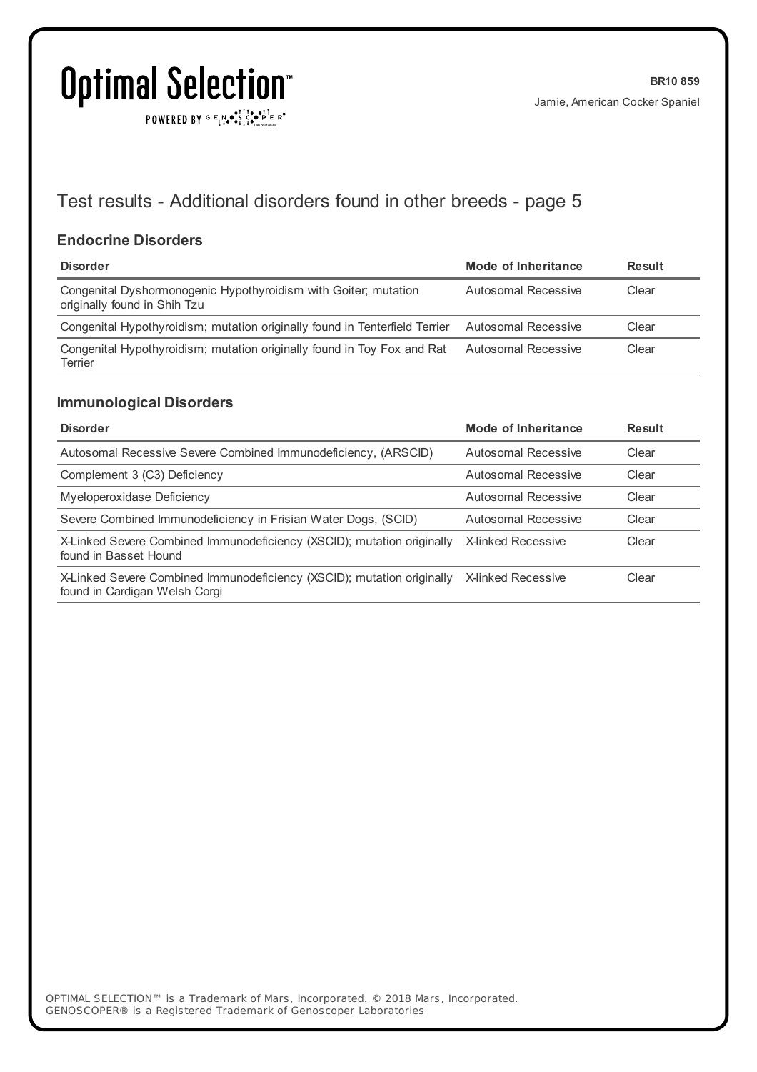# Test results - Additional disorders found in other breeds - page 5

## Endocrine Disorders

| Disorder | Mode of Inheritance | Result |
| --- | --- | --- |
| Congenital Dyshormonogenic Hypothyroidism with Goiter; mutation originally found in Shih Tzu | Autosomal Recessive | Clear |
| Congenital Hypothyroidism; mutation originally found in Tenterfield Terrier | Autosomal Recessive | Clear |
| Congenital Hypothyroidism; mutation originally found in Toy Fox and Rat Terrier | Autosomal Recessive | Clear |

## Immunological Disorders

| Disorder | Mode of Inheritance | Result |
| --- | --- | --- |
| Autosomal Recessive Severe Combined Immunodeficiency, (ARSCID) | Autosomal Recessive | Clear |
| Complement 3 (C3) Deficiency | Autosomal Recessive | Clear |
| Myeloperoxidase Deficiency | Autosomal Recessive | Clear |
| Severe Combined Immunodeficiency in Frisian Water Dogs, (SCID) | Autosomal Recessive | Clear |
| X-Linked Severe Combined Immunodeficiency (XSCID); mutation originally found in Basset Hound | X-linked Recessive | Clear |
| X-Linked Severe Combined Immunodeficiency (XSCID); mutation originally found in Cardigan Welsh Corgi | X-linked Recessive | Clear |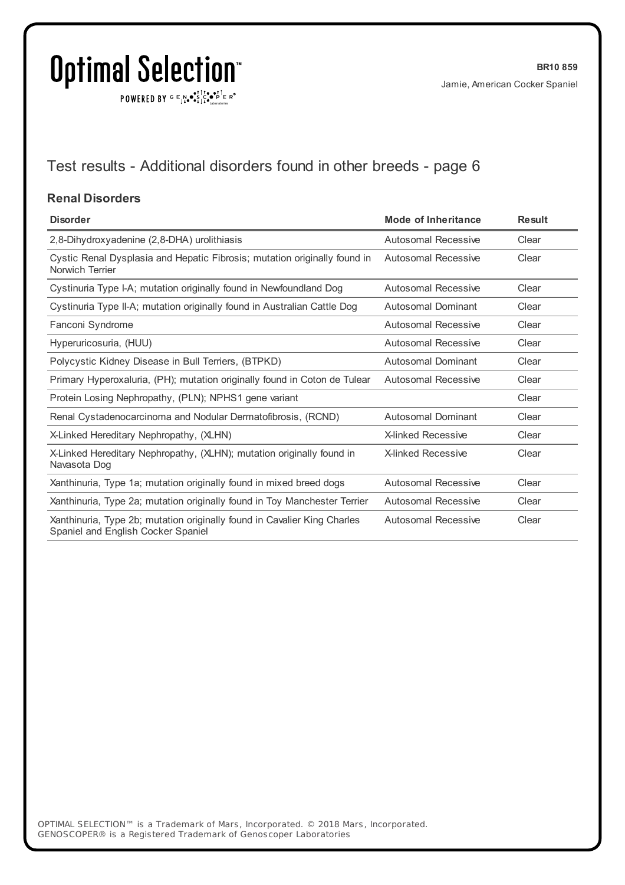# Test results - Additional disorders found in other breeds - page 6

## Renal Disorders

| Disorder | Mode of Inheritance | Result |
|---|---|---|
| 2,8-Dihydroxyadenine (2,8-DHA) urolithiasis | Autosomal Recessive | Clear |
| Cystic Renal Dysplasia and Hepatic Fibrosis; mutation originally found in Norwich Terrier | Autosomal Recessive | Clear |
| Cystinuria Type I-A; mutation originally found in Newfoundland Dog | Autosomal Recessive | Clear |
| Cystinuria Type II-A; mutation originally found in Australian Cattle Dog | Autosomal Dominant | Clear |
| Fanconi Syndrome | Autosomal Recessive | Clear |
| Hyperuricosuria, (HUU) | Autosomal Recessive | Clear |
| Polycystic Kidney Disease in Bull Terriers, (BTPKD) | Autosomal Dominant | Clear |
| Primary Hyperoxaluria, (PH); mutation originally found in Coton de Tulear | Autosomal Recessive | Clear |
| Protein Losing Nephropathy, (PLN); NPHS1 gene variant | | Clear |
| Renal Cystadenocarcinoma and Nodular Dermatofibrosis, (RCND) | Autosomal Dominant | Clear |
| X-Linked Hereditary Nephropathy, (XLHN) | X-linked Recessive | Clear |
| X-Linked Hereditary Nephropathy, (XLHN); mutation originally found in Navasota Dog | X-linked Recessive | Clear |
| Xanthinuria, Type 1a; mutation originally found in mixed breed dogs | Autosomal Recessive | Clear |
| Xanthinuria, Type 2a; mutation originally found in Toy Manchester Terrier | Autosomal Recessive | Clear |
| Xanthinuria, Type 2b; mutation originally found in Cavalier King Charles Spaniel and English Cocker Spaniel | Autosomal Recessive | Clear |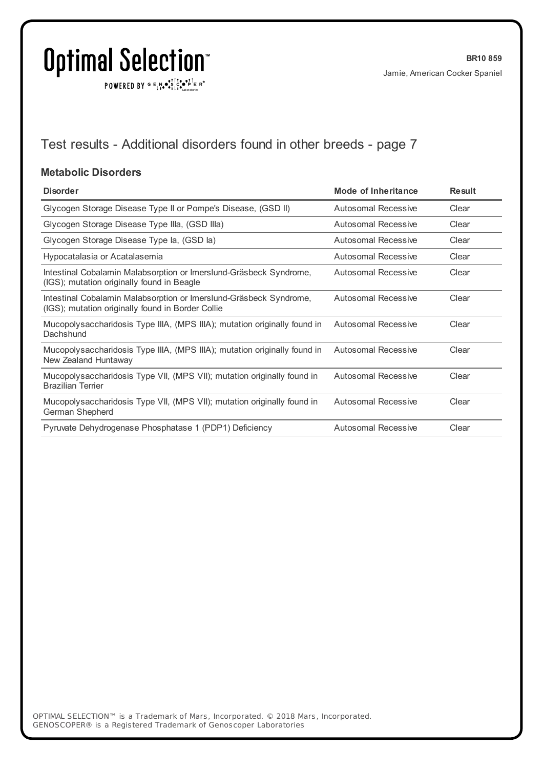## Test results - Additional disorders found in other breeds - page 7

### Metabolic Disorders

| Disorder | Mode of Inheritance | Result |
|---|---|---|
| Glycogen Storage Disease Type II or Pompe's Disease, (GSD II) | Autosomal Recessive | Clear |
| Glycogen Storage Disease Type IIIa, (GSD IIIa) | Autosomal Recessive | Clear |
| Glycogen Storage Disease Type Ia, (GSD Ia) | Autosomal Recessive | Clear |
| Hypocatalasia or Acatalasemia | Autosomal Recessive | Clear |
| Intestinal Cobalamin Malabsorption or Imerslund-Gräsbeck Syndrome, (IGS); mutation originally found in Beagle | Autosomal Recessive | Clear |
| Intestinal Cobalamin Malabsorption or Imerslund-Gräsbeck Syndrome, (IGS); mutation originally found in Border Collie | Autosomal Recessive | Clear |
| Mucopolysaccharidosis Type IIIA, (MPS IIIA); mutation originally found in Dachshund | Autosomal Recessive | Clear |
| Mucopolysaccharidosis Type IIIA, (MPS IIIA); mutation originally found in New Zealand Huntaway | Autosomal Recessive | Clear |
| Mucopolysaccharidosis Type VII, (MPS VII); mutation originally found in Brazilian Terrier | Autosomal Recessive | Clear |
| Mucopolysaccharidosis Type VII, (MPS VII); mutation originally found in German Shepherd | Autosomal Recessive | Clear |
| Pyruvate Dehydrogenase Phosphatase 1 (PDP1) Deficiency | Autosomal Recessive | Clear |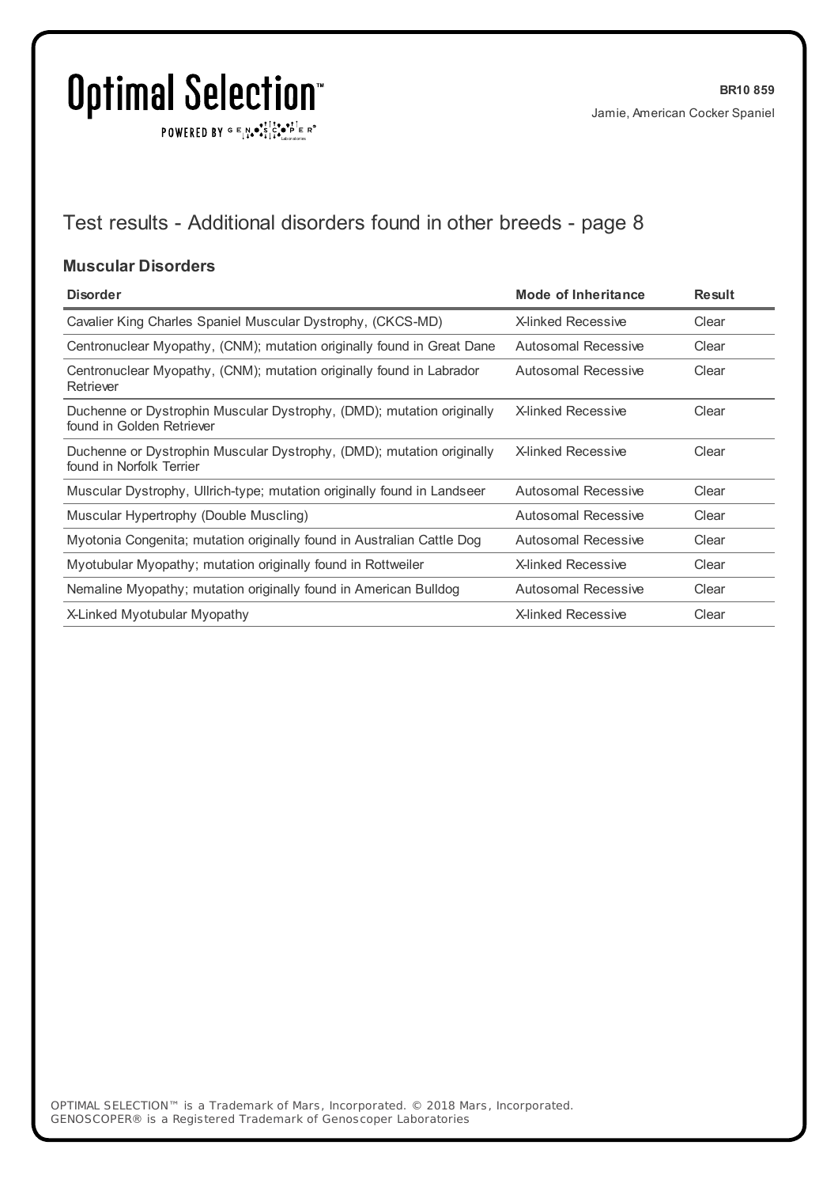## Test results - Additional disorders found in other breeds - page 8

### Muscular Disorders

| Disorder | Mode of Inheritance | Result |
|---|---|---|
| Cavalier King Charles Spaniel Muscular Dystrophy, (CKCS-MD) | X-linked Recessive | Clear |
| Centronuclear Myopathy, (CNM); mutation originally found in Great Dane | Autosomal Recessive | Clear |
| Centronuclear Myopathy, (CNM); mutation originally found in Labrador Retriever | Autosomal Recessive | Clear |
| Duchenne or Dystrophin Muscular Dystrophy, (DMD); mutation originally found in Golden Retriever | X-linked Recessive | Clear |
| Duchenne or Dystrophin Muscular Dystrophy, (DMD); mutation originally found in Norfolk Terrier | X-linked Recessive | Clear |
| Muscular Dystrophy, Ullrich-type; mutation originally found in Landseer | Autosomal Recessive | Clear |
| Muscular Hypertrophy (Double Muscling) | Autosomal Recessive | Clear |
| Myotonia Congenita; mutation originally found in Australian Cattle Dog | Autosomal Recessive | Clear |
| Myotubular Myopathy; mutation originally found in Rottweiler | X-linked Recessive | Clear |
| Nemaline Myopathy; mutation originally found in American Bulldog | Autosomal Recessive | Clear |
| X-Linked Myotubular Myopathy | X-linked Recessive | Clear |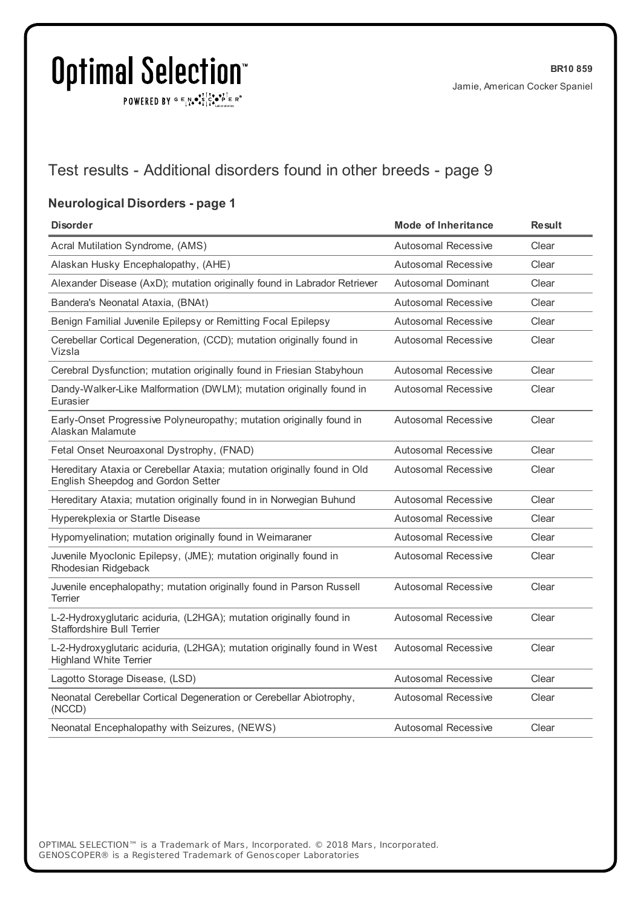# Test results - Additional disorders found in other breeds - page 9

## Neurological Disorders - page 1

| Disorder | Mode of Inheritance | Result |
|---|---|---|
| Acral Mutilation Syndrome, (AMS) | Autosomal Recessive | Clear |
| Alaskan Husky Encephalopathy, (AHE) | Autosomal Recessive | Clear |
| Alexander Disease (AxD); mutation originally found in Labrador Retriever | Autosomal Dominant | Clear |
| Bandera's Neonatal Ataxia, (BNAt) | Autosomal Recessive | Clear |
| Benign Familial Juvenile Epilepsy or Remitting Focal Epilepsy | Autosomal Recessive | Clear |
| Cerebellar Cortical Degeneration, (CCD); mutation originally found in Vizsla | Autosomal Recessive | Clear |
| Cerebral Dysfunction; mutation originally found in Friesian Stabyhoun | Autosomal Recessive | Clear |
| Dandy-Walker-Like Malformation (DWLM); mutation originally found in Eurasier | Autosomal Recessive | Clear |
| Early-Onset Progressive Polyneuropathy; mutation originally found in Alaskan Malamute | Autosomal Recessive | Clear |
| Fetal Onset Neuroaxonal Dystrophy, (FNAD) | Autosomal Recessive | Clear |
| Hereditary Ataxia or Cerebellar Ataxia; mutation originally found in Old English Sheepdog and Gordon Setter | Autosomal Recessive | Clear |
| Hereditary Ataxia; mutation originally found in in Norwegian Buhund | Autosomal Recessive | Clear |
| Hyperekplexia or Startle Disease | Autosomal Recessive | Clear |
| Hypomyelination; mutation originally found in Weimaraner | Autosomal Recessive | Clear |
| Juvenile Myoclonic Epilepsy, (JME); mutation originally found in Rhodesian Ridgeback | Autosomal Recessive | Clear |
| Juvenile encephalopathy; mutation originally found in Parson Russell Terrier | Autosomal Recessive | Clear |
| L-2-Hydroxyglutaric aciduria, (L2HGA); mutation originally found in Staffordshire Bull Terrier | Autosomal Recessive | Clear |
| L-2-Hydroxyglutaric aciduria, (L2HGA); mutation originally found in West Highland White Terrier | Autosomal Recessive | Clear |
| Lagotto Storage Disease, (LSD) | Autosomal Recessive | Clear |
| Neonatal Cerebellar Cortical Degeneration or Cerebellar Abiotrophy, (NCCD) | Autosomal Recessive | Clear |
| Neonatal Encephalopathy with Seizures, (NEWS) | Autosomal Recessive | Clear |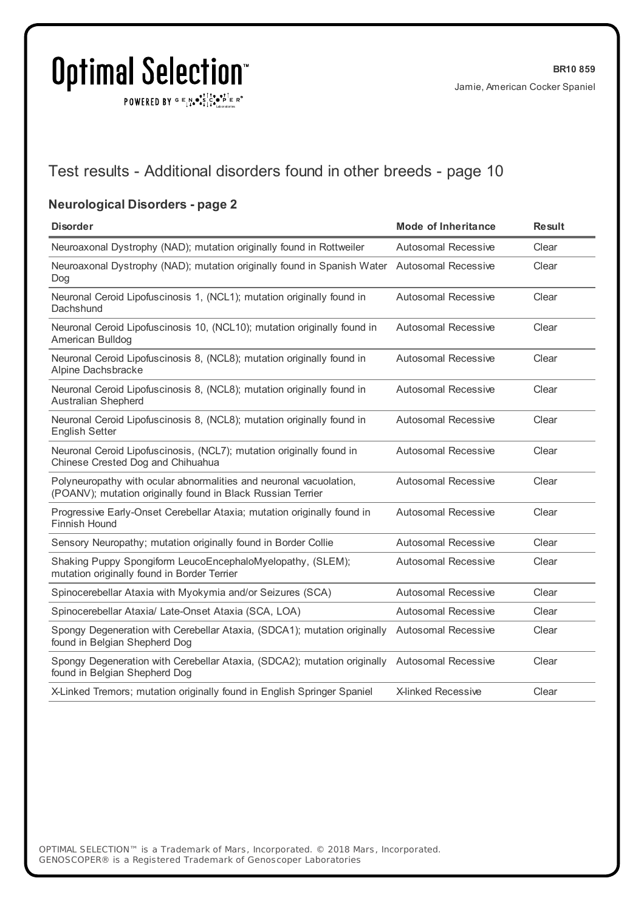# Test results - Additional disorders found in other breeds - page 10

## Neurological Disorders - page 2

| Disorder | Mode of Inheritance | Result |
|---|---|---|
| Neuroaxonal Dystrophy (NAD); mutation originally found in Rottweiler | Autosomal Recessive | Clear |
| Neuroaxonal Dystrophy (NAD); mutation originally found in Spanish Water Dog | Autosomal Recessive | Clear |
| Neuronal Ceroid Lipofuscinosis 1, (NCL1); mutation originally found in Dachshund | Autosomal Recessive | Clear |
| Neuronal Ceroid Lipofuscinosis 10, (NCL10); mutation originally found in American Bulldog | Autosomal Recessive | Clear |
| Neuronal Ceroid Lipofuscinosis 8, (NCL8); mutation originally found in Alpine Dachsbracke | Autosomal Recessive | Clear |
| Neuronal Ceroid Lipofuscinosis 8, (NCL8); mutation originally found in Australian Shepherd | Autosomal Recessive | Clear |
| Neuronal Ceroid Lipofuscinosis 8, (NCL8); mutation originally found in English Setter | Autosomal Recessive | Clear |
| Neuronal Ceroid Lipofuscinosis, (NCL7); mutation originally found in Chinese Crested Dog and Chihuahua | Autosomal Recessive | Clear |
| Polyneuropathy with ocular abnormalities and neuronal vacuolation, (POANV); mutation originally found in Black Russian Terrier | Autosomal Recessive | Clear |
| Progressive Early-Onset Cerebellar Ataxia; mutation originally found in Finnish Hound | Autosomal Recessive | Clear |
| Sensory Neuropathy; mutation originally found in Border Collie | Autosomal Recessive | Clear |
| Shaking Puppy Spongiform LeucoEncephaloMyelopathy, (SLEM); mutation originally found in Border Terrier | Autosomal Recessive | Clear |
| Spinocerebellar Ataxia with Myokymia and/or Seizures (SCA) | Autosomal Recessive | Clear |
| Spinocerebellar Ataxia/ Late-Onset Ataxia (SCA, LOA) | Autosomal Recessive | Clear |
| Spongy Degeneration with Cerebellar Ataxia, (SDCA1); mutation originally found in Belgian Shepherd Dog | Autosomal Recessive | Clear |
| Spongy Degeneration with Cerebellar Ataxia, (SDCA2); mutation originally found in Belgian Shepherd Dog | Autosomal Recessive | Clear |
| X-Linked Tremors; mutation originally found in English Springer Spaniel | X-linked Recessive | Clear |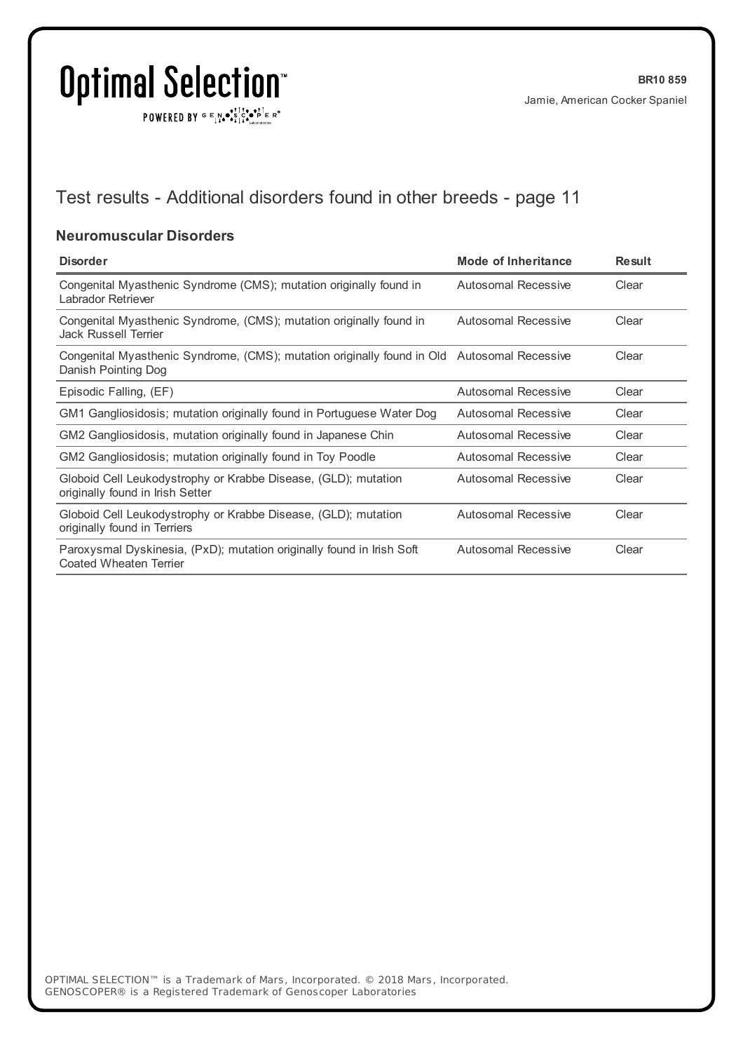## Test results - Additional disorders found in other breeds - page 11

### Neuromuscular Disorders

| Disorder | Mode of Inheritance | Result |
|---|---|---|
| Congenital Myasthenic Syndrome (CMS); mutation originally found in Labrador Retriever | Autosomal Recessive | Clear |
| Congenital Myasthenic Syndrome, (CMS); mutation originally found in Jack Russell Terrier | Autosomal Recessive | Clear |
| Congenital Myasthenic Syndrome, (CMS); mutation originally found in Old Danish Pointing Dog | Autosomal Recessive | Clear |
| Episodic Falling, (EF) | Autosomal Recessive | Clear |
| GM1 Gangliosidosis; mutation originally found in Portuguese Water Dog | Autosomal Recessive | Clear |
| GM2 Gangliosidosis, mutation originally found in Japanese Chin | Autosomal Recessive | Clear |
| GM2 Gangliosidosis; mutation originally found in Toy Poodle | Autosomal Recessive | Clear |
| Globoid Cell Leukodystrophy or Krabbe Disease, (GLD); mutation originally found in Irish Setter | Autosomal Recessive | Clear |
| Globoid Cell Leukodystrophy or Krabbe Disease, (GLD); mutation originally found in Terriers | Autosomal Recessive | Clear |
| Paroxysmal Dyskinesia, (PxD); mutation originally found in Irish Soft Coated Wheaten Terrier | Autosomal Recessive | Clear |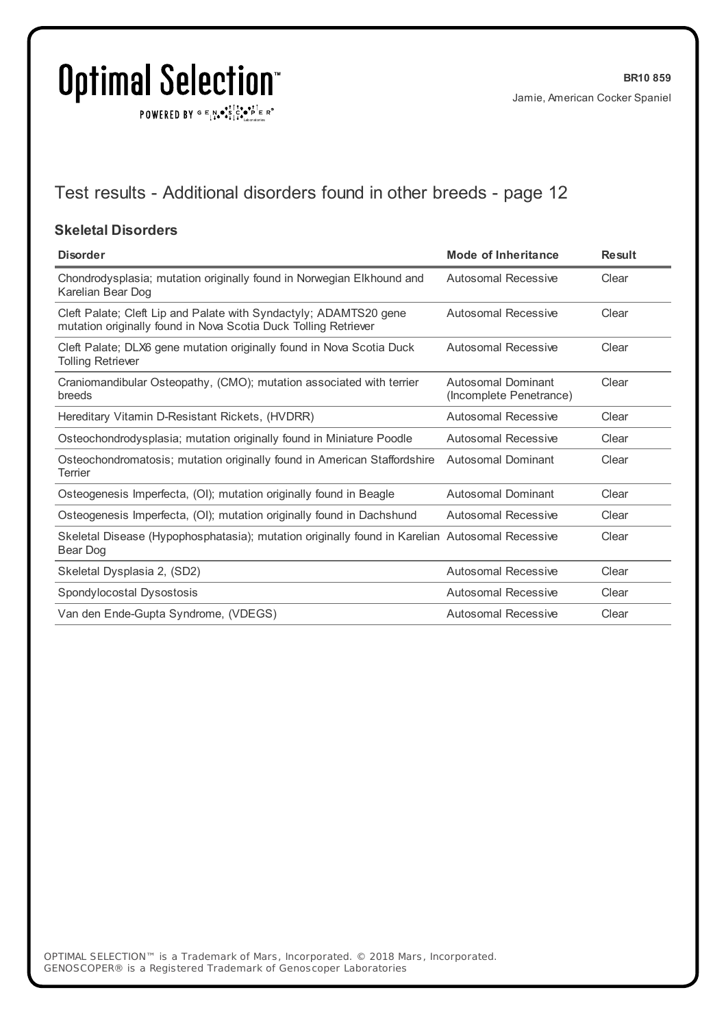## Test results - Additional disorders found in other breeds - page 12

### Skeletal Disorders

| Disorder | Mode of Inheritance | Result |
|---|---|---|
| Chondrodysplasia; mutation originally found in Norwegian Elkhound and Karelian Bear Dog | Autosomal Recessive | Clear |
| Cleft Palate; Cleft Lip and Palate with Syndactyly; ADAMTS20 gene mutation originally found in Nova Scotia Duck Tolling Retriever | Autosomal Recessive | Clear |
| Cleft Palate; DLX6 gene mutation originally found in Nova Scotia Duck Tolling Retriever | Autosomal Recessive | Clear |
| Craniomandibular Osteopathy, (CMO); mutation associated with terrier breeds | Autosomal Dominant (Incomplete Penetrance) | Clear |
| Hereditary Vitamin D-Resistant Rickets, (HVDRR) | Autosomal Recessive | Clear |
| Osteochondrodysplasia; mutation originally found in Miniature Poodle | Autosomal Recessive | Clear |
| Osteochondromatosis; mutation originally found in American Staffordshire Terrier | Autosomal Dominant | Clear |
| Osteogenesis Imperfecta, (OI); mutation originally found in Beagle | Autosomal Dominant | Clear |
| Osteogenesis Imperfecta, (OI); mutation originally found in Dachshund | Autosomal Recessive | Clear |
| Skeletal Disease (Hypophosphatasia); mutation originally found in Karelian Bear Dog | Autosomal Recessive | Clear |
| Skeletal Dysplasia 2, (SD2) | Autosomal Recessive | Clear |
| Spondylocostal Dysostosis | Autosomal Recessive | Clear |
| Van den Ende-Gupta Syndrome, (VDEGS) | Autosomal Recessive | Clear |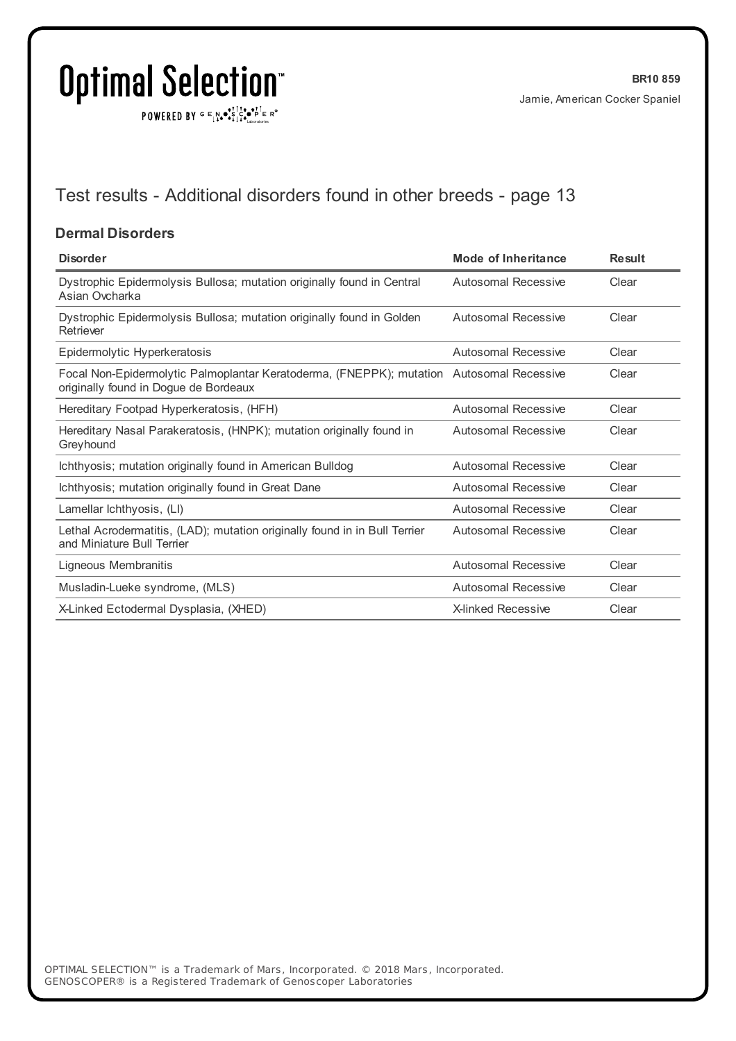## Test results - Additional disorders found in other breeds - page 13

### Dermal Disorders

| Disorder | Mode of Inheritance | Result |
|---|---|---|
| Dystrophic Epidermolysis Bullosa; mutation originally found in Central Asian Ovcharka | Autosomal Recessive | Clear |
| Dystrophic Epidermolysis Bullosa; mutation originally found in Golden Retriever | Autosomal Recessive | Clear |
| Epidermolytic Hyperkeratosis | Autosomal Recessive | Clear |
| Focal Non-Epidermolytic Palmoplantar Keratoderma, (FNEPPK); mutation originally found in Dogue de Bordeaux | Autosomal Recessive | Clear |
| Hereditary Footpad Hyperkeratosis, (HFH) | Autosomal Recessive | Clear |
| Hereditary Nasal Parakeratosis, (HNPK); mutation originally found in Greyhound | Autosomal Recessive | Clear |
| Ichthyosis; mutation originally found in American Bulldog | Autosomal Recessive | Clear |
| Ichthyosis; mutation originally found in Great Dane | Autosomal Recessive | Clear |
| Lamellar Ichthyosis, (LI) | Autosomal Recessive | Clear |
| Lethal Acrodermatitis, (LAD); mutation originally found in in Bull Terrier and Miniature Bull Terrier | Autosomal Recessive | Clear |
| Ligneous Membranitis | Autosomal Recessive | Clear |
| Musladin-Lueke syndrome, (MLS) | Autosomal Recessive | Clear |
| X-Linked Ectodermal Dysplasia, (XHED) | X-linked Recessive | Clear |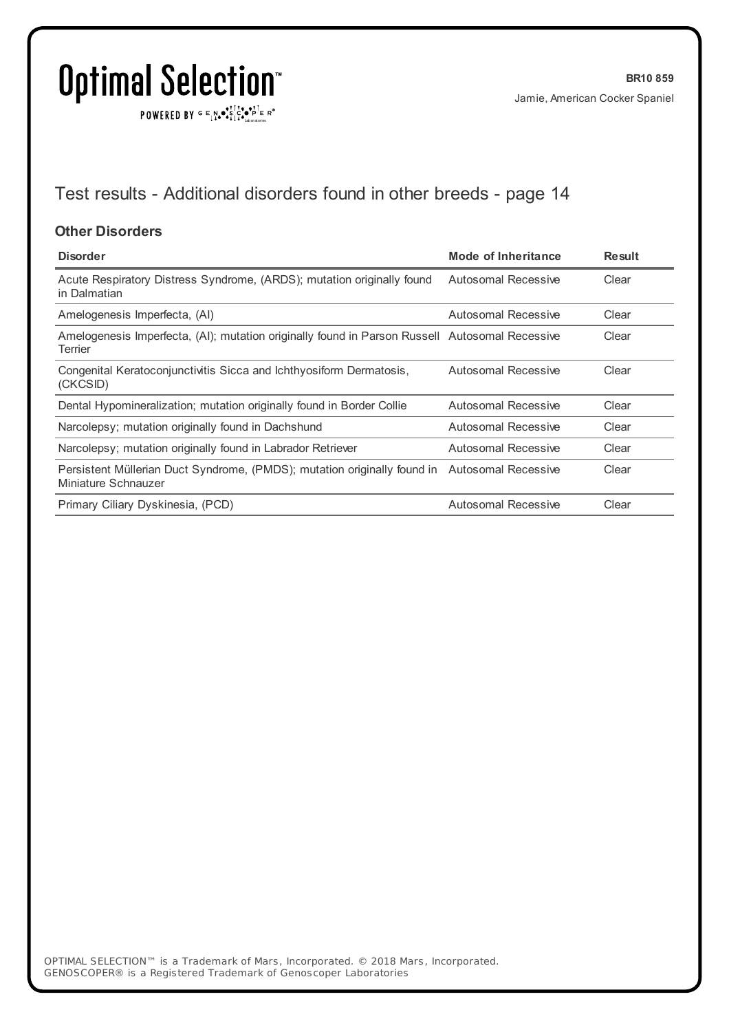BR10 859

Jamie, American Cocker Spaniel

## Test results - Additional disorders found in other breeds - page 14

### Other Disorders

| Disorder | Mode of Inheritance | Result |
|---|---|---|
| Acute Respiratory Distress Syndrome, (ARDS); mutation originally found in Dalmatian | Autosomal Recessive | Clear |
| Amelogenesis Imperfecta, (AI) | Autosomal Recessive | Clear |
| Amelogenesis Imperfecta, (AI); mutation originally found in Parson Russell Terrier | Autosomal Recessive | Clear |
| Congenital Keratoconjunctivitis Sicca and Ichthyosiform Dermatosis, (CKCSID) | Autosomal Recessive | Clear |
| Dental Hypomineralization; mutation originally found in Border Collie | Autosomal Recessive | Clear |
| Narcolepsy; mutation originally found in Dachshund | Autosomal Recessive | Clear |
| Narcolepsy; mutation originally found in Labrador Retriever | Autosomal Recessive | Clear |
| Persistent Müllerian Duct Syndrome, (PMDS); mutation originally found in Miniature Schnauzer | Autosomal Recessive | Clear |
| Primary Ciliary Dyskinesia, (PCD) | Autosomal Recessive | Clear |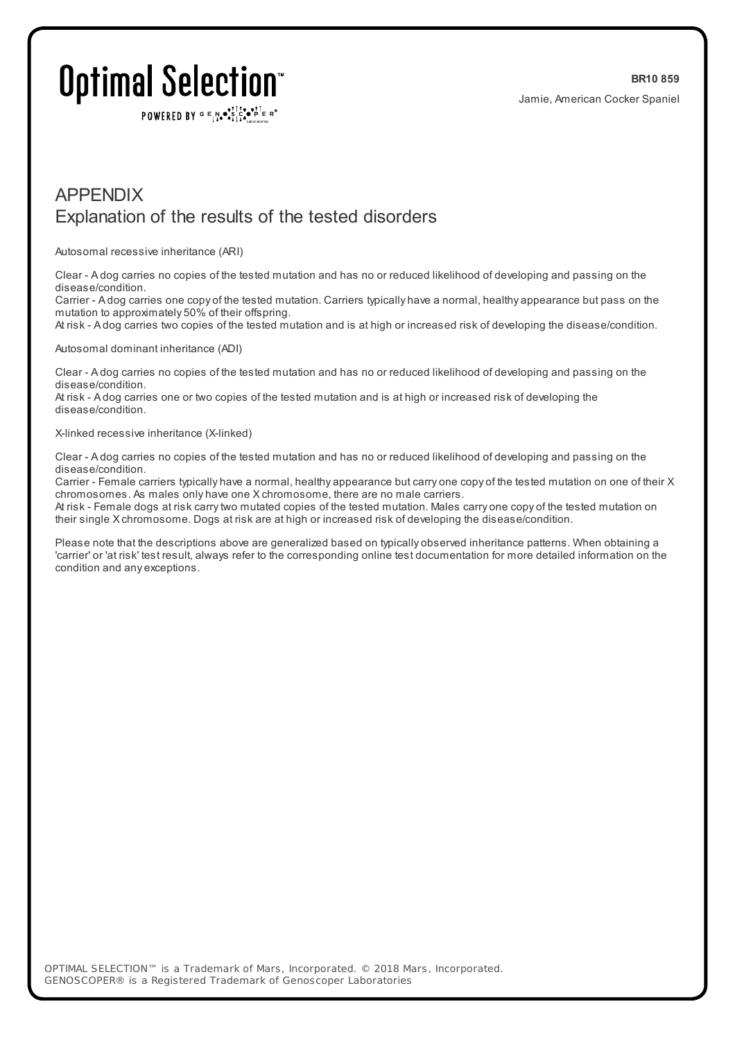## APPENDIX

## Explanation of the results of the tested disorders

Autosomal recessive inheritance (ARI)

Clear - A dog carries no copies of the tested mutation and has no or reduced likelihood of developing and passing on the disease/condition.
Carrier - A dog carries one copy of the tested mutation. Carriers typically have a normal, healthy appearance but pass on the mutation to approximately 50% of their offspring.
At risk - A dog carries two copies of the tested mutation and is at high or increased risk of developing the disease/condition.

Autosomal dominant inheritance (ADI)

Clear - A dog carries no copies of the tested mutation and has no or reduced likelihood of developing and passing on the disease/condition.
At risk - A dog carries one or two copies of the tested mutation and is at high or increased risk of developing the disease/condition.

X-linked recessive inheritance (X-linked)

Clear - A dog carries no copies of the tested mutation and has no or reduced likelihood of developing and passing on the disease/condition.
Carrier - Female carriers typically have a normal, healthy appearance but carry one copy of the tested mutation on one of their X chromosomes. As males only have one X chromosome, there are no male carriers.
At risk - Female dogs at risk carry two mutated copies of the tested mutation. Males carry one copy of the tested mutation on their single X chromosome. Dogs at risk are at high or increased risk of developing the disease/condition.

Please note that the descriptions above are generalized based on typically observed inheritance patterns. When obtaining a 'carrier' or 'at risk' test result, always refer to the corresponding online test documentation for more detailed information on the condition and any exceptions.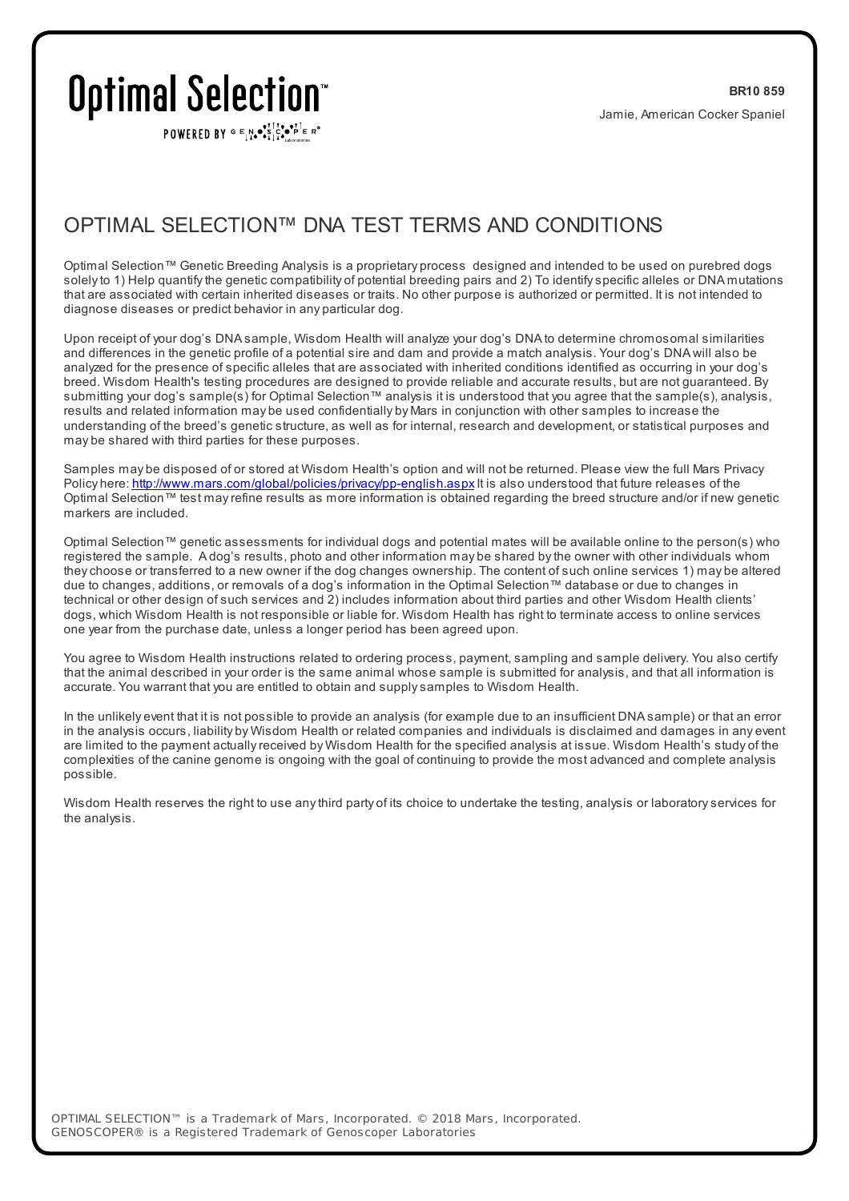# OPTIMAL SELECTION™ DNA TEST TERMS AND CONDITIONS

Optimal Selection™ Genetic Breeding Analysis is a proprietary process designed and intended to be used on purebred dogs solely to 1) Help quantify the genetic compatibility of potential breeding pairs and 2) To identify specific alleles or DNA mutations that are associated with certain inherited diseases or traits. No other purpose is authorized or permitted. It is not intended to diagnose diseases or predict behavior in any particular dog.

Upon receipt of your dog's DNA sample, Wisdom Health will analyze your dog's DNA to determine chromosomal similarities and differences in the genetic profile of a potential sire and dam and provide a match analysis. Your dog's DNA will also be analyzed for the presence of specific alleles that are associated with inherited conditions identified as occurring in your dog's breed. Wisdom Health's testing procedures are designed to provide reliable and accurate results, but are not guaranteed. By submitting your dog's sample(s) for Optimal Selection™ analysis it is understood that you agree that the sample(s), analysis, results and related information may be used confidentially by Mars in conjunction with other samples to increase the understanding of the breed's genetic structure, as well as for internal, research and development, or statistical purposes and may be shared with third parties for these purposes.

Samples may be disposed of or stored at Wisdom Health's option and will not be returned. Please view the full Mars Privacy Policy here: [http://www.mars.com/global/policies/privacy/pp-english.aspx](http://www.mars.com/global/policies/privacy/pp-english.aspx) It is also understood that future releases of the Optimal Selection™ test may refine results as more information is obtained regarding the breed structure and/or if new genetic markers are included.

Optimal Selection™ genetic assessments for individual dogs and potential mates will be available online to the person(s) who registered the sample. A dog's results, photo and other information may be shared by the owner with other individuals whom they choose or transferred to a new owner if the dog changes ownership. The content of such online services 1) may be altered due to changes, additions, or removals of a dog's information in the Optimal Selection™ database or due to changes in technical or other design of such services and 2) includes information about third parties and other Wisdom Health clients' dogs, which Wisdom Health is not responsible or liable for. Wisdom Health has right to terminate access to online services one year from the purchase date, unless a longer period has been agreed upon.

You agree to Wisdom Health instructions related to ordering process, payment, sampling and sample delivery. You also certify that the animal described in your order is the same animal whose sample is submitted for analysis, and that all information is accurate. You warrant that you are entitled to obtain and supply samples to Wisdom Health.

In the unlikely event that it is not possible to provide an analysis (for example due to an insufficient DNA sample) or that an error in the analysis occurs, liability by Wisdom Health or related companies and individuals is disclaimed and damages in any event are limited to the payment actually received by Wisdom Health for the specified analysis at issue. Wisdom Health's study of the complexities of the canine genome is ongoing with the goal of continuing to provide the most advanced and complete analysis possible.

Wisdom Health reserves the right to use any third party of its choice to undertake the testing, analysis or laboratory services for the analysis.